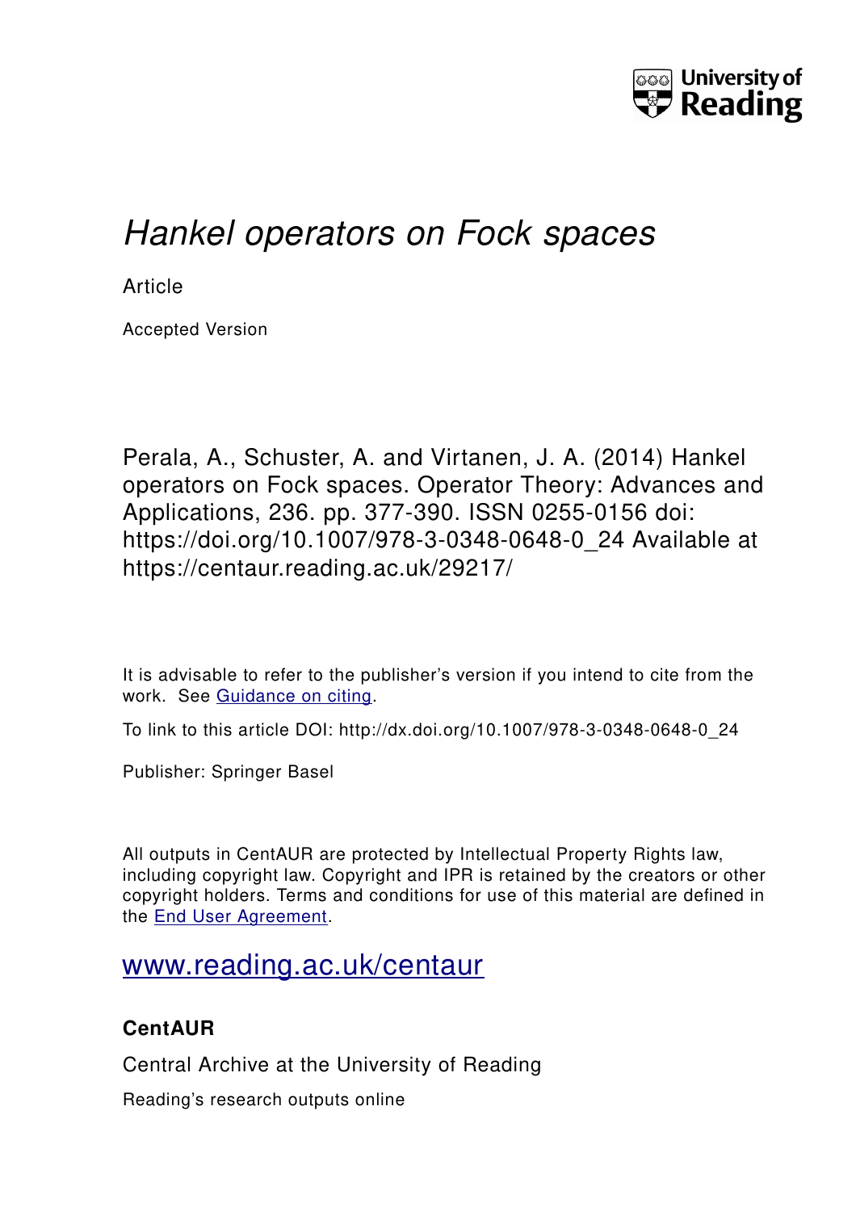University of Reading

# *Hankel operators on Fock spaces*

Article

Accepted Version

Perala, A., Schuster, A. and Virtanen, J. A. (2014) Hankel operators on Fock spaces. Operator Theory: Advances and Applications, 236. pp. 377-390. ISSN 0255-0156 doi: https://doi.org/10.1007/978-3-0348-0648-0_24 Available at https://centaur.reading.ac.uk/29217/

It is advisable to refer to the publisher's version if you intend to cite from the work. See Guidance on citing.

To link to this article DOI: http://dx.doi.org/10.1007/978-3-0348-0648-0_24

Publisher: Springer Basel

All outputs in CentAUR are protected by Intellectual Property Rights law, including copyright law. Copyright and IPR is retained by the creators or other copyright holders. Terms and conditions for use of this material are defined in the End User Agreement.

www.reading.ac.uk/centaur

**CentAUR**

Central Archive at the University of Reading

Reading's research outputs online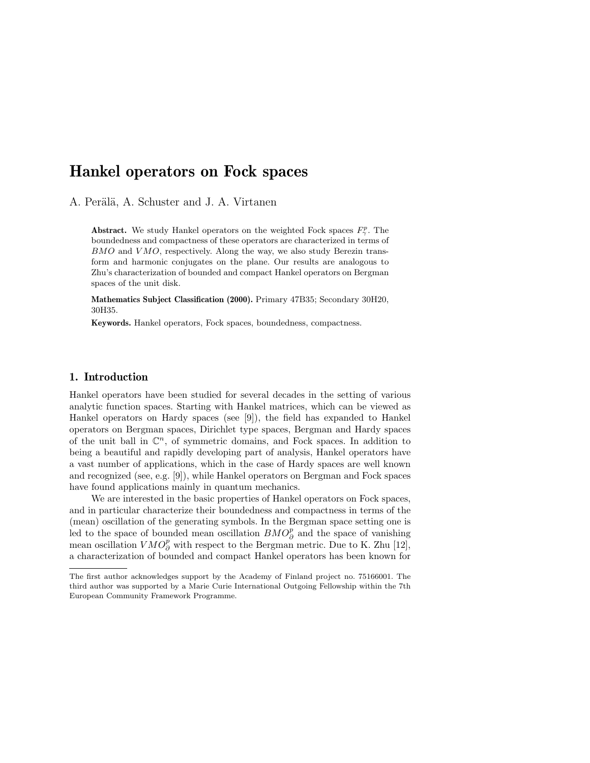# Hankel operators on Fock spaces

A. Perälä, A. Schuster and J. A. Virtanen

**Abstract.** We study Hankel operators on the weighted Fock spaces $F^p_\gamma$. The boundedness and compactness of these operators are characterized in terms of $BMO$ and $VMO$, respectively. Along the way, we also study Berezin transform and harmonic conjugates on the plane. Our results are analogous to Zhu's characterization of bounded and compact Hankel operators on Bergman spaces of the unit disk.

**Mathematics Subject Classification (2000).** Primary 47B35; Secondary 30H20, 30H35.

**Keywords.** Hankel operators, Fock spaces, boundedness, compactness.

## 1. Introduction

Hankel operators have been studied for several decades in the setting of various analytic function spaces. Starting with Hankel matrices, which can be viewed as Hankel operators on Hardy spaces (see [9]), the field has expanded to Hankel operators on Bergman spaces, Dirichlet type spaces, Bergman and Hardy spaces of the unit ball in $\mathbb{C}^n$, of symmetric domains, and Fock spaces. In addition to being a beautiful and rapidly developing part of analysis, Hankel operators have a vast number of applications, which in the case of Hardy spaces are well known and recognized (see, e.g. [9]), while Hankel operators on Bergman and Fock spaces have found applications mainly in quantum mechanics.

We are interested in the basic properties of Hankel operators on Fock spaces, and in particular characterize their boundedness and compactness in terms of the (mean) oscillation of the generating symbols. In the Bergman space setting one is led to the space of bounded mean oscillation $BMO^p_\partial$ and the space of vanishing mean oscillation $VMO^p_\partial$ with respect to the Bergman metric. Due to K. Zhu [12], a characterization of bounded and compact Hankel operators has been known for

---

The first author acknowledges support by the Academy of Finland project no. 75166001. The third author was supported by a Marie Curie International Outgoing Fellowship within the 7th European Community Framework Programme.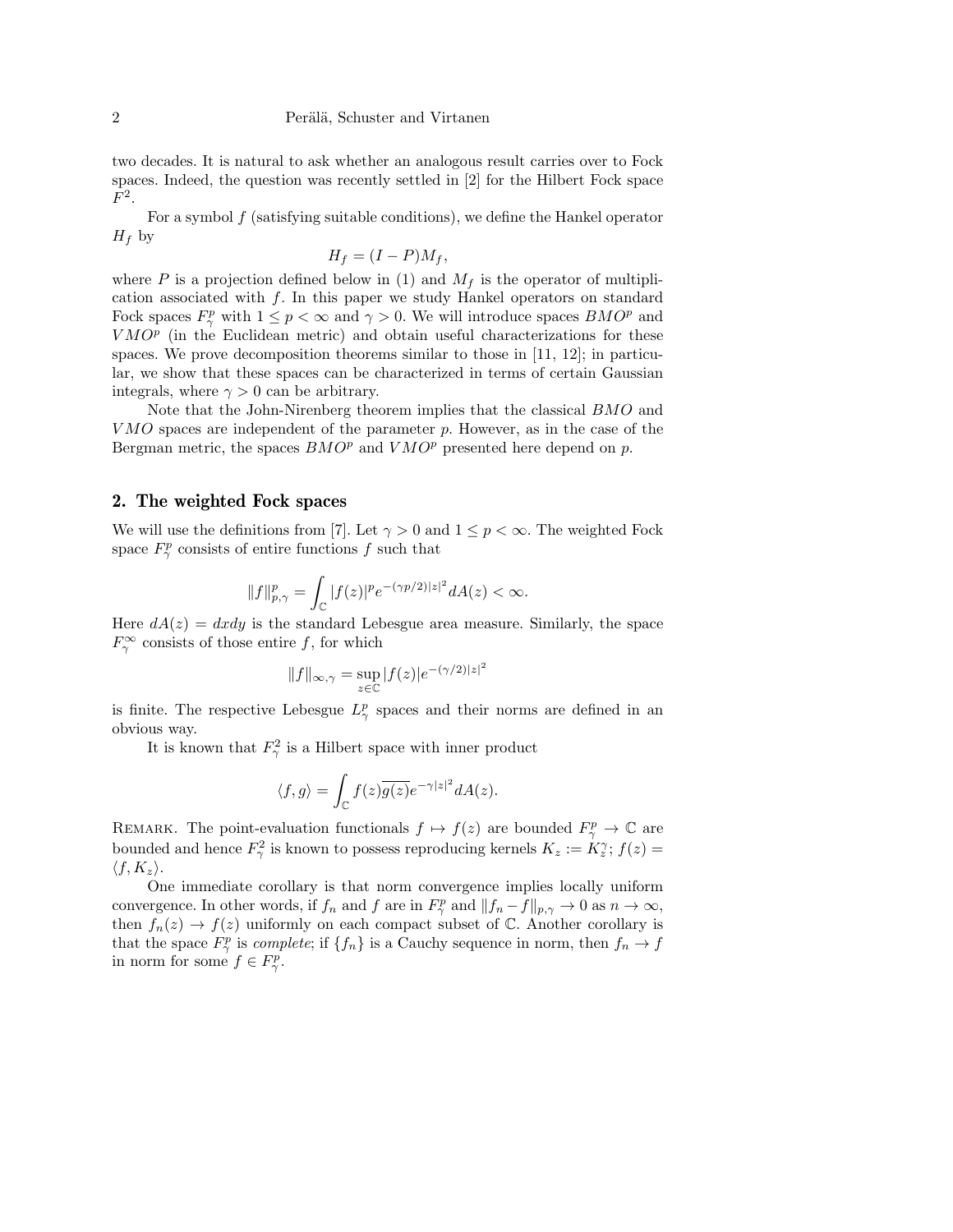two decades. It is natural to ask whether an analogous result carries over to Fock spaces. Indeed, the question was recently settled in [2] for the Hilbert Fock space $F^2$.

For a symbol $f$ (satisfying suitable conditions), we define the Hankel operator $H_f$ by

$$H_f = (I - P)M_f,$$

where $P$ is a projection defined below in (1) and $M_f$ is the operator of multiplication associated with $f$. In this paper we study Hankel operators on standard Fock spaces $F^p_\gamma$ with $1 \le p < \infty$ and $\gamma > 0$. We will introduce spaces $BMO^p$ and $VMO^p$ (in the Euclidean metric) and obtain useful characterizations for these spaces. We prove decomposition theorems similar to those in [11, 12]; in particular, we show that these spaces can be characterized in terms of certain Gaussian integrals, where $\gamma > 0$ can be arbitrary.

Note that the John-Nirenberg theorem implies that the classical $BMO$ and $VMO$ spaces are independent of the parameter $p$. However, as in the case of the Bergman metric, the spaces $BMO^p$ and $VMO^p$ presented here depend on $p$.

## 2. The weighted Fock spaces

We will use the definitions from [7]. Let $\gamma > 0$ and $1 \le p < \infty$. The weighted Fock space $F^p_\gamma$ consists of entire functions $f$ such that

$$\|f\|^p_{p,\gamma} = \int_{\mathbb{C}} |f(z)|^p e^{-(\gamma p/2)|z|^2} dA(z) < \infty.$$

Here $dA(z) = dxdy$ is the standard Lebesgue area measure. Similarly, the space $F^\infty_\gamma$ consists of those entire $f$, for which

$$\|f\|_{\infty,\gamma} = \sup_{z\in\mathbb{C}} |f(z)| e^{-(\gamma/2)|z|^2}$$

is finite. The respective Lebesgue $L^p_\gamma$ spaces and their norms are defined in an obvious way.

It is known that $F^2_\gamma$ is a Hilbert space with inner product

$$\langle f, g\rangle = \int_{\mathbb{C}} f(z)\overline{g(z)} e^{-\gamma|z|^2} dA(z).$$

Remark. The point-evaluation functionals $f \mapsto f(z)$ are bounded $F^p_\gamma \to \mathbb{C}$ are bounded and hence $F^2_\gamma$ is known to possess reproducing kernels $K_z := K^\gamma_z$; $f(z) = \langle f, K_z\rangle$.

One immediate corollary is that norm convergence implies locally uniform convergence. In other words, if $f_n$ and $f$ are in $F^p_\gamma$ and $\|f_n - f\|_{p,\gamma} \to 0$ as $n \to \infty$, then $f_n(z) \to f(z)$ uniformly on each compact subset of $\mathbb{C}$. Another corollary is that the space $F^p_\gamma$ is *complete*; if $\{f_n\}$ is a Cauchy sequence in norm, then $f_n \to f$ in norm for some $f \in F^p_\gamma$.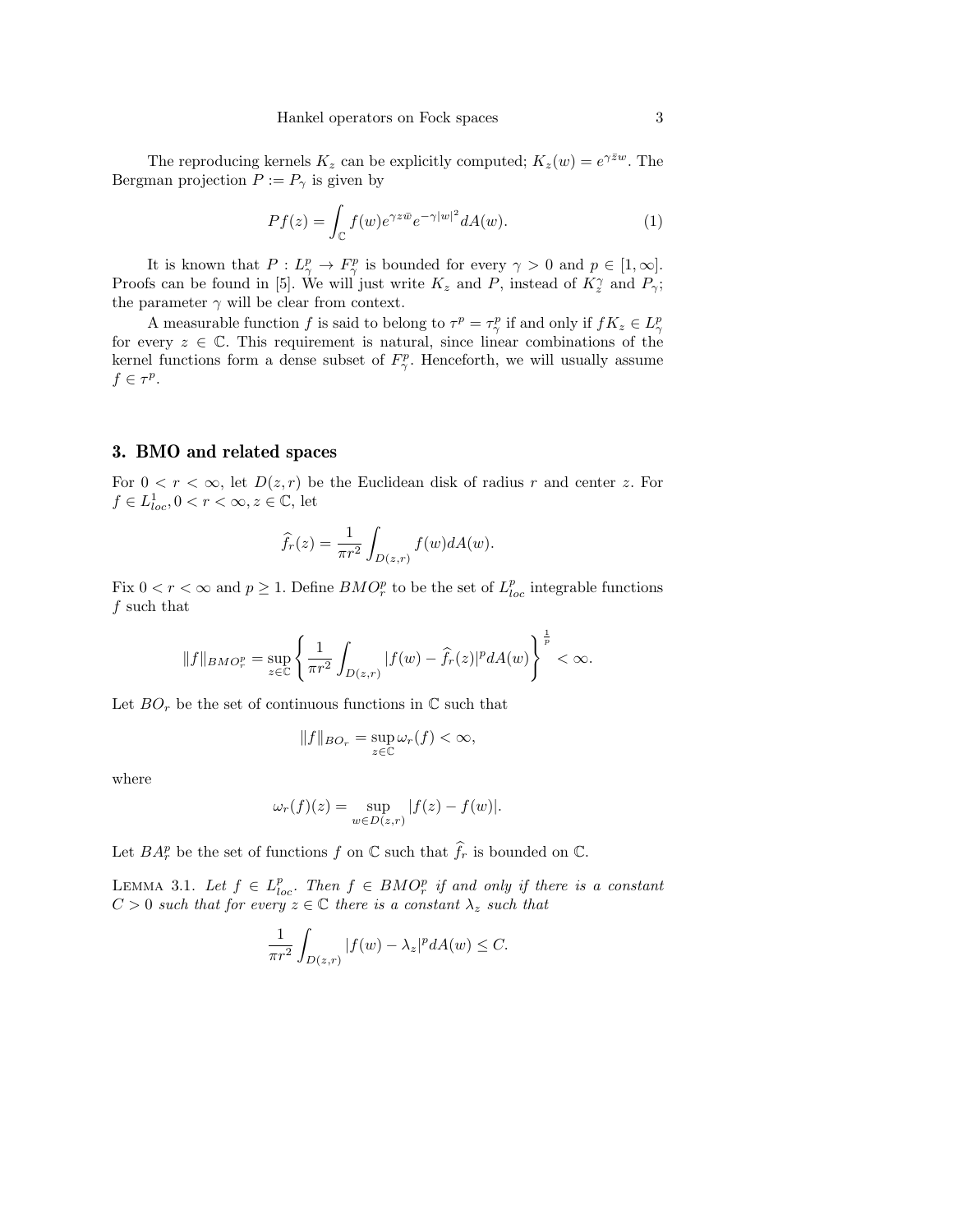The reproducing kernels $K_z$ can be explicitly computed; $K_z(w) = e^{\gamma \bar{z} w}$. The Bergman projection $P := P_\gamma$ is given by

$$Pf(z) = \int_{\mathbb{C}} f(w) e^{\gamma z \bar{w}} e^{-\gamma |w|^2} dA(w). \tag{1}$$

It is known that $P : L^p_\gamma \to F^p_\gamma$ is bounded for every $\gamma > 0$ and $p \in [1, \infty]$. Proofs can be found in [5]. We will just write $K_z$ and $P$, instead of $K^\gamma_z$ and $P_\gamma$; the parameter $\gamma$ will be clear from context.

A measurable function $f$ is said to belong to $\tau^p = \tau^p_\gamma$ if and only if $f K_z \in L^p_\gamma$ for every $z \in \mathbb{C}$. This requirement is natural, since linear combinations of the kernel functions form a dense subset of $F^p_\gamma$. Henceforth, we will usually assume $f \in \tau^p$.

## 3. BMO and related spaces

For $0 < r < \infty$, let $D(z, r)$ be the Euclidean disk of radius $r$ and center $z$. For $f \in L^1_{loc}, 0 < r < \infty, z \in \mathbb{C}$, let

$$\widehat{f}_r(z) = \frac{1}{\pi r^2} \int_{D(z,r)} f(w) dA(w).$$

Fix $0 < r < \infty$ and $p \geq 1$. Define $BMO^p_r$ to be the set of $L^p_{loc}$ integrable functions $f$ such that

$$\|f\|_{BMO^p_r} = \sup_{z \in \mathbb{C}} \left\{ \frac{1}{\pi r^2} \int_{D(z,r)} |f(w) - \widehat{f}_r(z)|^p dA(w) \right\}^{\frac{1}{p}} < \infty.$$

Let $BO_r$ be the set of continuous functions in $\mathbb{C}$ such that

$$\|f\|_{BO_r} = \sup_{z \in \mathbb{C}} \omega_r(f) < \infty,$$

where

$$\omega_r(f)(z) = \sup_{w \in D(z,r)} |f(z) - f(w)|.$$

Let $BA^p_r$ be the set of functions $f$ on $\mathbb{C}$ such that $\widehat{f}_r$ is bounded on $\mathbb{C}$.

Lemma 3.1. *Let $f \in L^p_{loc}$. Then $f \in BMO^p_r$ if and only if there is a constant $C > 0$ such that for every $z \in \mathbb{C}$ there is a constant $\lambda_z$ such that*

$$\frac{1}{\pi r^2} \int_{D(z,r)} |f(w) - \lambda_z|^p dA(w) \leq C.$$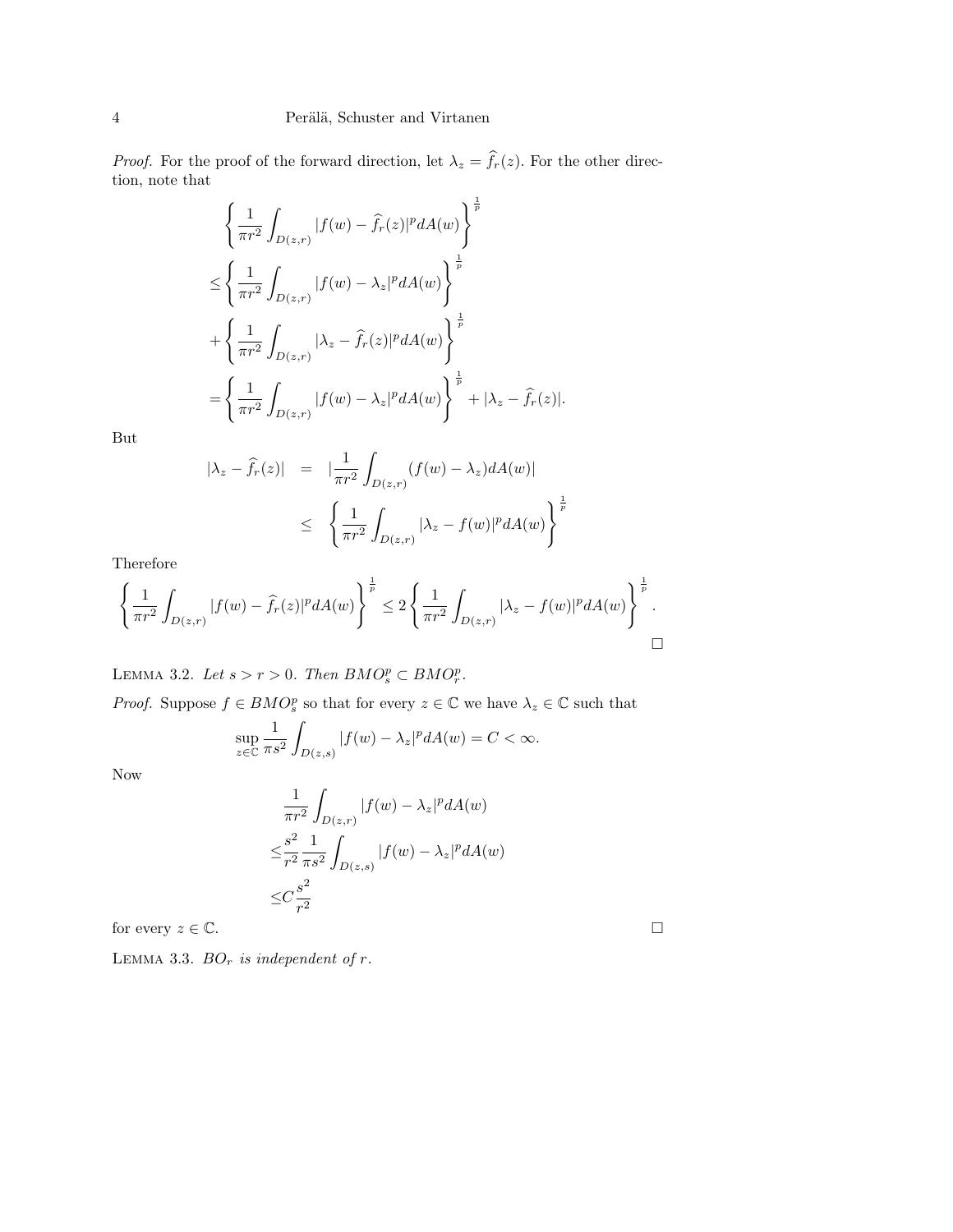*Proof.* For the proof of the forward direction, let $\lambda_z = \widehat{f}_r(z)$. For the other direction, note that

$$
\begin{aligned}
&\left\{ \frac{1}{\pi r^2} \int_{D(z,r)} |f(w) - \widehat{f}_r(z)|^p dA(w) \right\}^{\frac{1}{p}} \\
\leq &\left\{ \frac{1}{\pi r^2} \int_{D(z,r)} |f(w) - \lambda_z|^p dA(w) \right\}^{\frac{1}{p}} \\
+ &\left\{ \frac{1}{\pi r^2} \int_{D(z,r)} |\lambda_z - \widehat{f}_r(z)|^p dA(w) \right\}^{\frac{1}{p}} \\
= &\left\{ \frac{1}{\pi r^2} \int_{D(z,r)} |f(w) - \lambda_z|^p dA(w) \right\}^{\frac{1}{p}} + |\lambda_z - \widehat{f}_r(z)|.
\end{aligned}
$$

But

$$
\begin{aligned}
|\lambda_z - \widehat{f}_r(z)| &= \left|\frac{1}{\pi r^2} \int_{D(z,r)} (f(w) - \lambda_z) dA(w)\right| \\
&\leq \left\{ \frac{1}{\pi r^2} \int_{D(z,r)} |\lambda_z - f(w)|^p dA(w) \right\}^{\frac{1}{p}}
\end{aligned}
$$

Therefore

$$
\left\{ \frac{1}{\pi r^2} \int_{D(z,r)} |f(w) - \widehat{f}_r(z)|^p dA(w) \right\}^{\frac{1}{p}} \leq 2 \left\{ \frac{1}{\pi r^2} \int_{D(z,r)} |\lambda_z - f(w)|^p dA(w) \right\}^{\frac{1}{p}}.
$$

□

LEMMA 3.2. *Let $s > r > 0$. Then $BMO_s^p \subset BMO_r^p$.*

*Proof.* Suppose $f \in BMO_s^p$ so that for every $z \in \mathbb{C}$ we have $\lambda_z \in \mathbb{C}$ such that

$$
\sup_{z \in \mathbb{C}} \frac{1}{\pi s^2} \int_{D(z,s)} |f(w) - \lambda_z|^p dA(w) = C < \infty.
$$

Now

$$
\begin{aligned}
&\frac{1}{\pi r^2} \int_{D(z,r)} |f(w) - \lambda_z|^p dA(w) \\
\leq &\frac{s^2}{r^2} \frac{1}{\pi s^2} \int_{D(z,s)} |f(w) - \lambda_z|^p dA(w) \\
\leq &C \frac{s^2}{r^2}
\end{aligned}
$$

for every $z \in \mathbb{C}$. □

LEMMA 3.3. *$BO_r$ is independent of $r$.*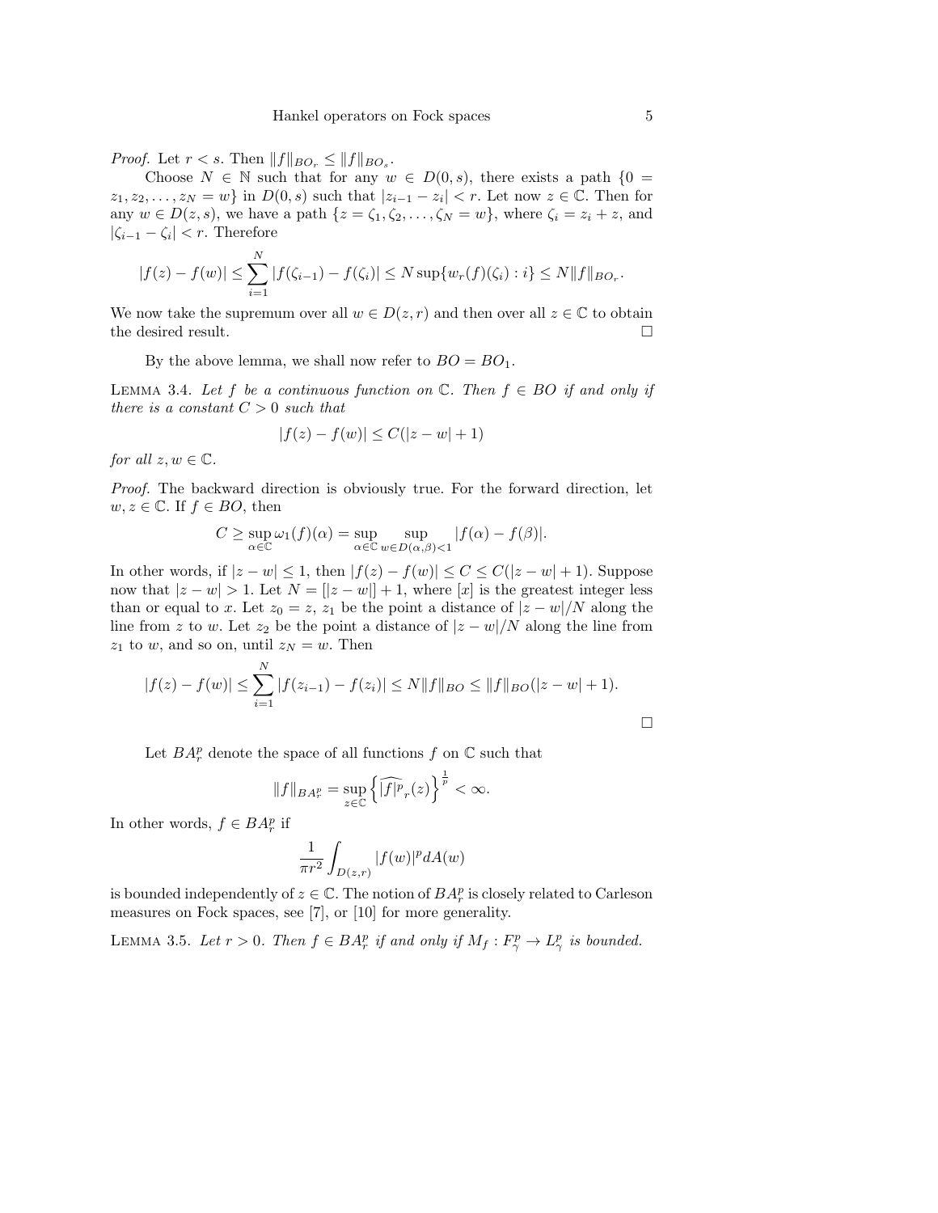*Proof.* Let $r < s$. Then $\|f\|_{BO_r} \le \|f\|_{BO_s}$.

Choose $N \in \mathbb{N}$ such that for any $w \in D(0,s)$, there exists a path $\{0 = z_1, z_2, \ldots, z_N = w\}$ in $D(0,s)$ such that $|z_{i-1} - z_i| < r$. Let now $z \in \mathbb{C}$. Then for any $w \in D(z,s)$, we have a path $\{z = \zeta_1, \zeta_2, \ldots, \zeta_N = w\}$, where $\zeta_i = z_i + z$, and $|\zeta_{i-1} - \zeta_i| < r$. Therefore

$$|f(z) - f(w)| \le \sum_{i=1}^{N} |f(\zeta_{i-1}) - f(\zeta_i)| \le N \sup\{w_r(f)(\zeta_i) : i\} \le N\|f\|_{BO_r}.$$

We now take the supremum over all $w \in D(z,r)$ and then over all $z \in \mathbb{C}$ to obtain the desired result. $\square$

By the above lemma, we shall now refer to $BO = BO_1$.

Lemma 3.4. *Let $f$ be a continuous function on $\mathbb{C}$. Then $f \in BO$ if and only if there is a constant $C > 0$ such that*

$$|f(z) - f(w)| \le C(|z - w| + 1)$$

*for all $z, w \in \mathbb{C}$.*

*Proof.* The backward direction is obviously true. For the forward direction, let $w, z \in \mathbb{C}$. If $f \in BO$, then

$$C \ge \sup_{\alpha \in \mathbb{C}} \omega_1(f)(\alpha) = \sup_{\alpha \in \mathbb{C}} \sup_{w \in D(\alpha,\beta) < 1} |f(\alpha) - f(\beta)|.$$

In other words, if $|z - w| \le 1$, then $|f(z) - f(w)| \le C \le C(|z - w| + 1)$. Suppose now that $|z - w| > 1$. Let $N = [|z - w|] + 1$, where $[x]$ is the greatest integer less than or equal to $x$. Let $z_0 = z$, $z_1$ be the point a distance of $|z - w|/N$ along the line from $z$ to $w$. Let $z_2$ be the point a distance of $|z - w|/N$ along the line from $z_1$ to $w$, and so on, until $z_N = w$. Then

$$|f(z) - f(w)| \le \sum_{i=1}^{N} |f(z_{i-1}) - f(z_i)| \le N\|f\|_{BO} \le \|f\|_{BO}(|z - w| + 1).$$

$\square$

Let $BA_r^p$ denote the space of all functions $f$ on $\mathbb{C}$ such that

$$\|f\|_{BA_r^p} = \sup_{z \in \mathbb{C}} \left\{ \widehat{|f|^p}_r(z) \right\}^{\frac{1}{p}} < \infty.$$

In other words, $f \in BA_r^p$ if

$$\frac{1}{\pi r^2} \int_{D(z,r)} |f(w)|^p dA(w)$$

is bounded independently of $z \in \mathbb{C}$. The notion of $BA_r^p$ is closely related to Carleson measures on Fock spaces, see [7], or [10] for more generality.

Lemma 3.5. *Let $r > 0$. Then $f \in BA_r^p$ if and only if $M_f : F_\gamma^p \to L_\gamma^p$ is bounded.*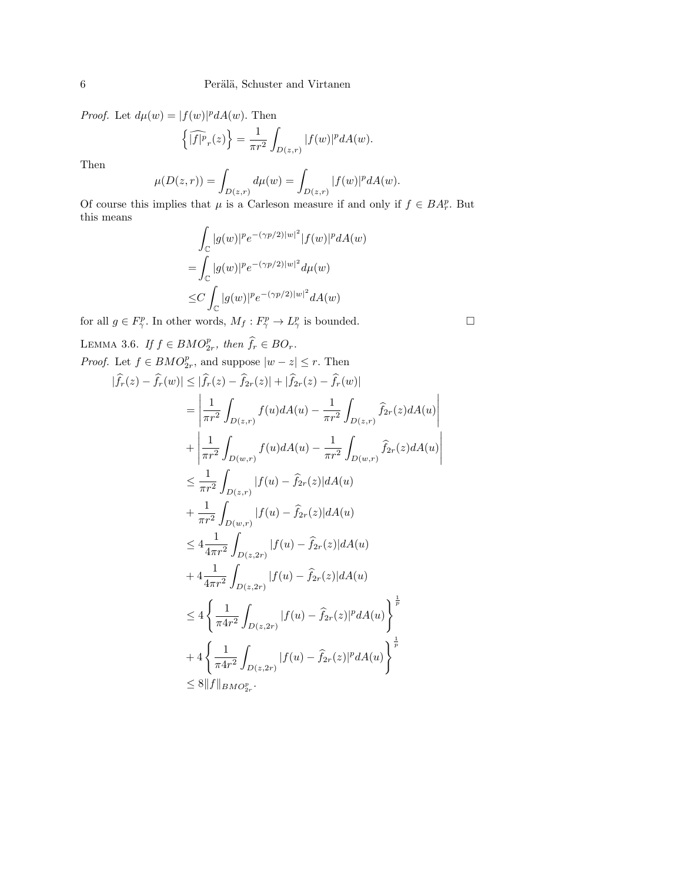*Proof.* Let $d\mu(w) = |f(w)|^p dA(w)$. Then

$$\left\{ \widehat{|f|^p}_r(z) \right\} = \frac{1}{\pi r^2} \int_{D(z,r)} |f(w)|^p dA(w).$$

Then

$$\mu(D(z,r)) = \int_{D(z,r)} d\mu(w) = \int_{D(z,r)} |f(w)|^p dA(w).$$

Of course this implies that $\mu$ is a Carleson measure if and only if $f \in BA^p_r$. But this means

$$\begin{aligned}
&\int_{\mathbb{C}} |g(w)|^p e^{-(\gamma p/2)|w|^2} |f(w)|^p dA(w) \\
=&\int_{\mathbb{C}} |g(w)|^p e^{-(\gamma p/2)|w|^2} d\mu(w) \\
\leq & C \int_{\mathbb{C}} |g(w)|^p e^{-(\gamma p/2)|w|^2} dA(w)
\end{aligned}$$

for all $g \in F^p_\gamma$. In other words, $M_f : F^p_\gamma \to L^p_\gamma$ is bounded. □

LEMMA 3.6. *If $f \in BMO^p_{2r}$, then $\widehat{f}_r \in BO_r$.*

*Proof.* Let $f \in BMO^p_{2r}$, and suppose $|w - z| \leq r$. Then

$$\begin{aligned}
|\widehat{f}_r(z) - \widehat{f}_r(w)| &\leq |\widehat{f}_r(z) - \widehat{f}_{2r}(z)| + |\widehat{f}_{2r}(z) - \widehat{f}_r(w)| \\
&= \left| \frac{1}{\pi r^2} \int_{D(z,r)} f(u) dA(u) - \frac{1}{\pi r^2} \int_{D(z,r)} \widehat{f}_{2r}(z) dA(u) \right| \\
&+ \left| \frac{1}{\pi r^2} \int_{D(w,r)} f(u) dA(u) - \frac{1}{\pi r^2} \int_{D(w,r)} \widehat{f}_{2r}(z) dA(u) \right| \\
&\leq \frac{1}{\pi r^2} \int_{D(z,r)} |f(u) - \widehat{f}_{2r}(z)| dA(u) \\
&+ \frac{1}{\pi r^2} \int_{D(w,r)} |f(u) - \widehat{f}_{2r}(z)| dA(u) \\
&\leq 4 \frac{1}{4\pi r^2} \int_{D(z,2r)} |f(u) - \widehat{f}_{2r}(z)| dA(u) \\
&+ 4 \frac{1}{4\pi r^2} \int_{D(z,2r)} |f(u) - \widehat{f}_{2r}(z)| dA(u) \\
&\leq 4 \left\{ \frac{1}{\pi 4 r^2} \int_{D(z,2r)} |f(u) - \widehat{f}_{2r}(z)|^p dA(u) \right\}^{\frac{1}{p}} \\
&+ 4 \left\{ \frac{1}{\pi 4 r^2} \int_{D(z,2r)} |f(u) - \widehat{f}_{2r}(z)|^p dA(u) \right\}^{\frac{1}{p}} \\
&\leq 8 \|f\|_{BMO^p_{2r}}.
\end{aligned}$$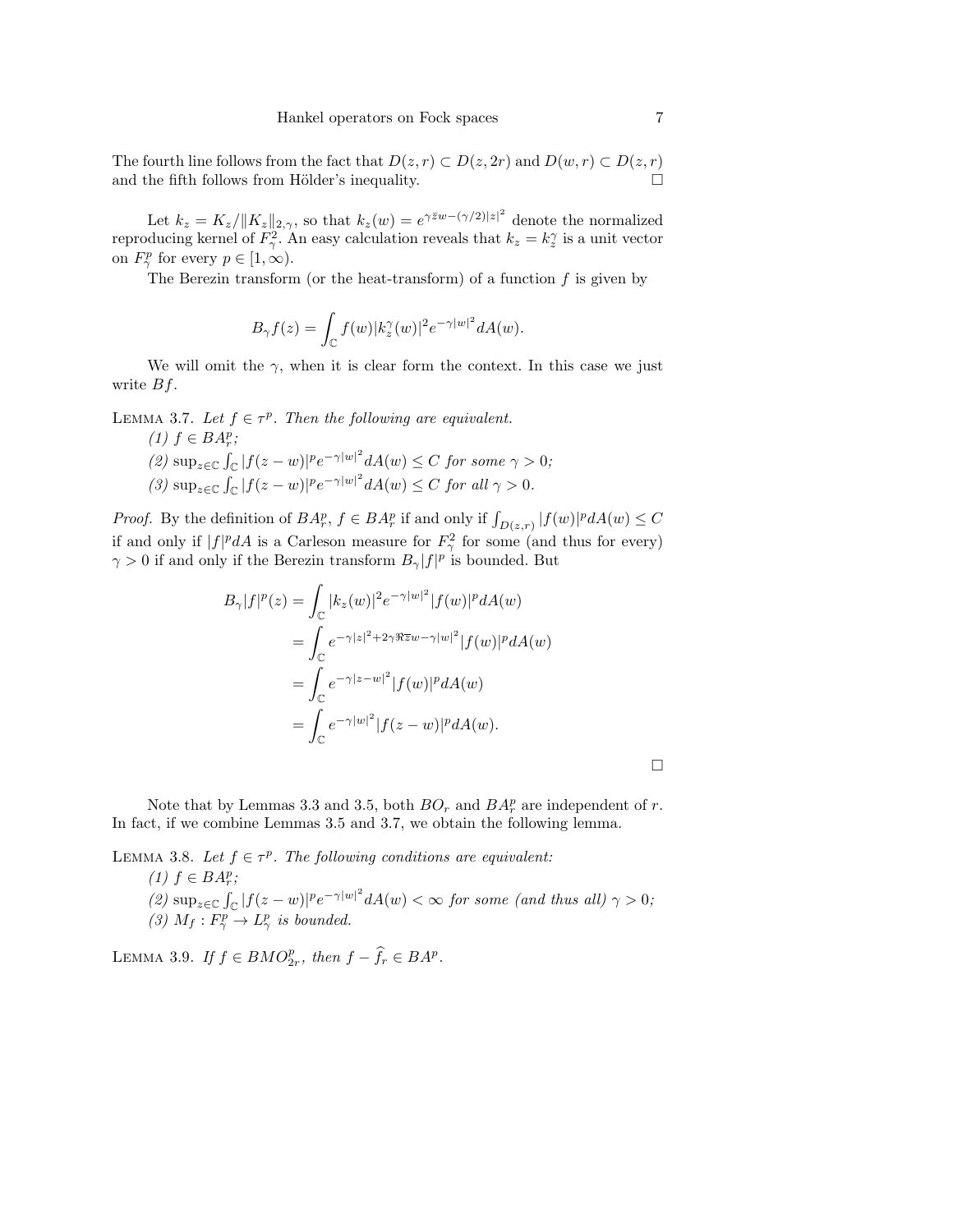The fourth line follows from the fact that $D(z,r) \subset D(z,2r)$ and $D(w,r) \subset D(z,r)$ and the fifth follows from Hölder's inequality. $\square$

Let $k_z = K_z/\|K_z\|_{2,\gamma}$, so that $k_z(w) = e^{\gamma \bar{z} w - (\gamma/2)|z|^2}$ denote the normalized reproducing kernel of $F^2_\gamma$. An easy calculation reveals that $k_z = k_z^\gamma$ is a unit vector on $F^p_\gamma$ for every $p \in [1, \infty)$.

The Berezin transform (or the heat-transform) of a function $f$ is given by

$$B_\gamma f(z) = \int_{\mathbb{C}} f(w) |k_z^\gamma(w)|^2 e^{-\gamma |w|^2} dA(w).$$

We will omit the $\gamma$, when it is clear form the context. In this case we just write $Bf$.

LEMMA 3.7. *Let $f \in \tau^p$. Then the following are equivalent.*

*(1) $f \in BA^p_r$;*

*(2) $\sup_{z\in\mathbb{C}} \int_{\mathbb{C}} |f(z-w)|^p e^{-\gamma|w|^2} dA(w) \leq C$ for some $\gamma > 0$;*

*(3) $\sup_{z\in\mathbb{C}} \int_{\mathbb{C}} |f(z-w)|^p e^{-\gamma|w|^2} dA(w) \leq C$ for all $\gamma > 0$.*

*Proof.* By the definition of $BA^p_r$, $f \in BA^p_r$ if and only if $\int_{D(z,r)} |f(w)|^p dA(w) \leq C$ if and only if $|f|^p dA$ is a Carleson measure for $F^2_\gamma$ for some (and thus for every) $\gamma > 0$ if and only if the Berezin transform $B_\gamma |f|^p$ is bounded. But

$$\begin{aligned}
B_\gamma |f|^p(z) &= \int_{\mathbb{C}} |k_z(w)|^2 e^{-\gamma|w|^2} |f(w)|^p dA(w) \\
&= \int_{\mathbb{C}} e^{-\gamma|z|^2 + 2\gamma \Re \bar{z} w - \gamma |w|^2} |f(w)|^p dA(w) \\
&= \int_{\mathbb{C}} e^{-\gamma|z-w|^2} |f(w)|^p dA(w) \\
&= \int_{\mathbb{C}} e^{-\gamma|w|^2} |f(z-w)|^p dA(w).
\end{aligned}$$

$\square$

Note that by Lemmas 3.3 and 3.5, both $BO_r$ and $BA^p_r$ are independent of $r$. In fact, if we combine Lemmas 3.5 and 3.7, we obtain the following lemma.

LEMMA 3.8. *Let $f \in \tau^p$. The following conditions are equivalent:*

*(1) $f \in BA^p_r$;*

*(2) $\sup_{z\in\mathbb{C}} \int_{\mathbb{C}} |f(z-w)|^p e^{-\gamma|w|^2} dA(w) < \infty$ for some (and thus all) $\gamma > 0$;*

*(3) $M_f : F^p_\gamma \to L^p_\gamma$ is bounded.*

LEMMA 3.9. *If $f \in BMO^p_{2r}$, then $f - \widehat{f}_r \in BA^p$.*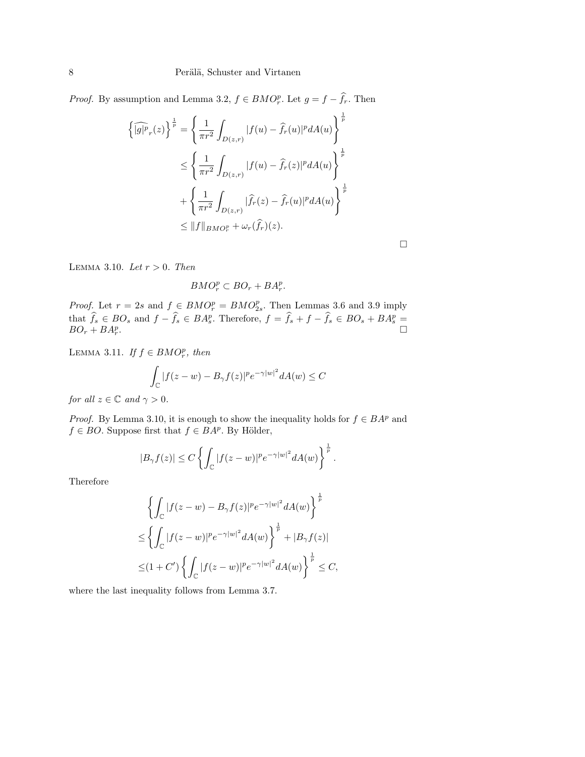*Proof.* By assumption and Lemma 3.2, $f \in BMO^p_r$. Let $g = f - \widehat{f}_r$. Then

$$
\begin{aligned}
\left\{\widehat{|g|^p}_r(z)\right\}^{\frac{1}{p}} &= \left\{\frac{1}{\pi r^2}\int_{D(z,r)} |f(u) - \widehat{f}_r(u)|^p dA(u)\right\}^{\frac{1}{p}} \\
&\leq \left\{\frac{1}{\pi r^2}\int_{D(z,r)} |f(u) - \widehat{f}_r(z)|^p dA(u)\right\}^{\frac{1}{p}} \\
&\quad + \left\{\frac{1}{\pi r^2}\int_{D(z,r)} |\widehat{f}_r(z) - \widehat{f}_r(u)|^p dA(u)\right\}^{\frac{1}{p}} \\
&\leq \|f\|_{BMO^p_r} + \omega_r(\widehat{f}_r)(z).
\end{aligned}
$$

□

LEMMA 3.10. *Let $r > 0$. Then*

$$BMO^p_r \subset BO_r + BA^p_r.$$

*Proof.* Let $r = 2s$ and $f \in BMO^p_r = BMO^p_{2s}$. Then Lemmas 3.6 and 3.9 imply that $\widehat{f}_s \in BO_s$ and $f - \widehat{f}_s \in BA^p_s$. Therefore, $f = \widehat{f}_s + f - \widehat{f}_s \in BO_s + BA^p_s = BO_r + BA^p_r$. □

LEMMA 3.11. *If $f \in BMO^p_r$, then*

$$\int_{\mathbb{C}} |f(z-w) - B_\gamma f(z)|^p e^{-\gamma|w|^2} dA(w) \leq C$$

*for all $z \in \mathbb{C}$ and $\gamma > 0$.*

*Proof.* By Lemma 3.10, it is enough to show the inequality holds for $f \in BA^p$ and $f \in BO$. Suppose first that $f \in BA^p$. By Hölder,

$$|B_\gamma f(z)| \leq C\left\{\int_{\mathbb{C}} |f(z-w)|^p e^{-\gamma|w|^2} dA(w)\right\}^{\frac{1}{p}}.$$

Therefore

$$
\begin{aligned}
&\left\{\int_{\mathbb{C}} |f(z-w) - B_\gamma f(z)|^p e^{-\gamma|w|^2} dA(w)\right\}^{\frac{1}{p}} \\
\leq &\left\{\int_{\mathbb{C}} |f(z-w)|^p e^{-\gamma|w|^2} dA(w)\right\}^{\frac{1}{p}} + |B_\gamma f(z)| \\
\leq &(1 + C')\left\{\int_{\mathbb{C}} |f(z-w)|^p e^{-\gamma|w|^2} dA(w)\right\}^{\frac{1}{p}} \leq C,
\end{aligned}
$$

where the last inequality follows from Lemma 3.7.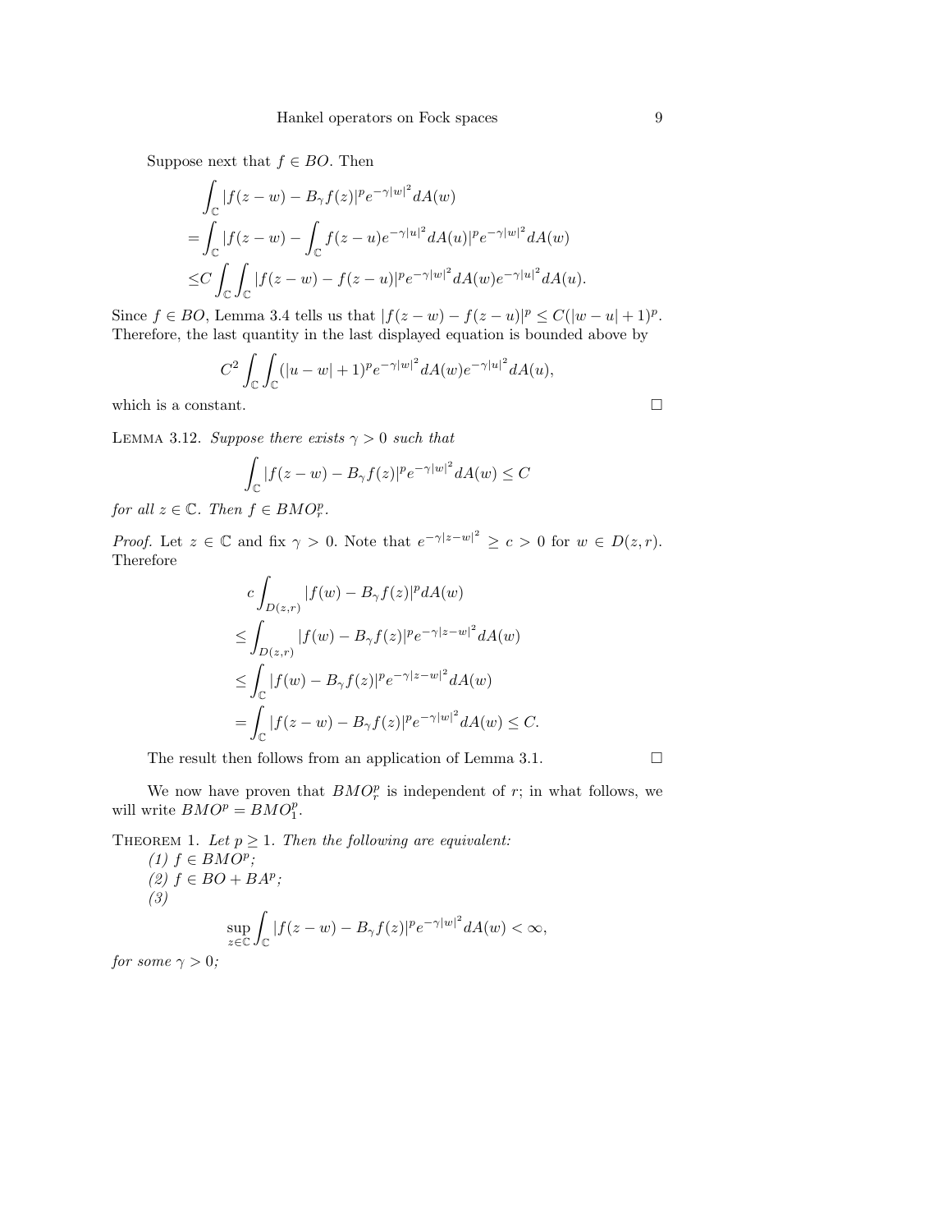Suppose next that $f \in BO$. Then

$$
\begin{aligned}
&\int_{\mathbb{C}} |f(z-w) - B_\gamma f(z)|^p e^{-\gamma|w|^2} dA(w) \\
=&\int_{\mathbb{C}} |f(z-w) - \int_{\mathbb{C}} f(z-u) e^{-\gamma|u|^2} dA(u)|^p e^{-\gamma|w|^2} dA(w) \\
\leq& C \int_{\mathbb{C}} \int_{\mathbb{C}} |f(z-w) - f(z-u)|^p e^{-\gamma|w|^2} dA(w) e^{-\gamma|u|^2} dA(u).
\end{aligned}
$$

Since $f \in BO$, Lemma 3.4 tells us that $|f(z-w) - f(z-u)|^p \leq C(|w-u|+1)^p$. Therefore, the last quantity in the last displayed equation is bounded above by

$$
C^2 \int_{\mathbb{C}} \int_{\mathbb{C}} (|u-w|+1)^p e^{-\gamma|w|^2} dA(w) e^{-\gamma|u|^2} dA(u),
$$

which is a constant. $\square$

LEMMA 3.12. *Suppose there exists $\gamma > 0$ such that*

$$
\int_{\mathbb{C}} |f(z-w) - B_\gamma f(z)|^p e^{-\gamma|w|^2} dA(w) \leq C
$$

*for all $z \in \mathbb{C}$. Then $f \in BMO^p_r$.*

*Proof.* Let $z \in \mathbb{C}$ and fix $\gamma > 0$. Note that $e^{-\gamma|z-w|^2} \geq c > 0$ for $w \in D(z,r)$. Therefore

$$
\begin{aligned}
& c \int_{D(z,r)} |f(w) - B_\gamma f(z)|^p dA(w) \\
\leq& \int_{D(z,r)} |f(w) - B_\gamma f(z)|^p e^{-\gamma|z-w|^2} dA(w) \\
\leq& \int_{\mathbb{C}} |f(w) - B_\gamma f(z)|^p e^{-\gamma|z-w|^2} dA(w) \\
=& \int_{\mathbb{C}} |f(z-w) - B_\gamma f(z)|^p e^{-\gamma|w|^2} dA(w) \leq C.
\end{aligned}
$$

The result then follows from an application of Lemma 3.1. $\square$

We now have proven that $BMO^p_r$ is independent of $r$; in what follows, we will write $BMO^p = BMO^p_1$.

THEOREM 1. *Let $p \geq 1$. Then the following are equivalent:*

*(1) $f \in BMO^p$;*

*(2) $f \in BO + BA^p$;*

*(3)*

$$
\sup_{z \in \mathbb{C}} \int_{\mathbb{C}} |f(z-w) - B_\gamma f(z)|^p e^{-\gamma|w|^2} dA(w) < \infty,
$$

*for some $\gamma > 0$;*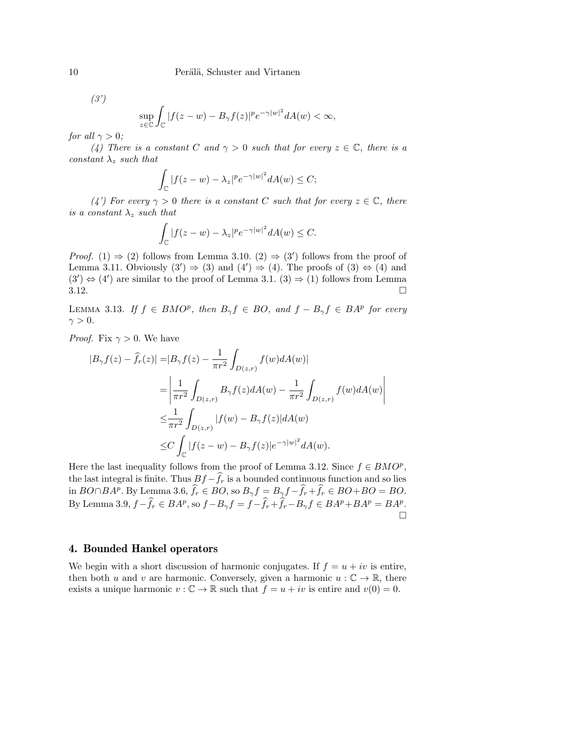*(3')*

$$\sup_{z\in\mathbb{C}} \int_{\mathbb{C}} |f(z-w) - B_\gamma f(z)|^p e^{-\gamma|w|^2} dA(w) < \infty,$$

*for all $\gamma > 0$;*

*(4) There is a constant $C$ and $\gamma > 0$ such that for every $z \in \mathbb{C}$, there is a constant $\lambda_z$ such that*

$$\int_{\mathbb{C}} |f(z-w) - \lambda_z|^p e^{-\gamma|w|^2} dA(w) \le C;$$

*(4') For every $\gamma > 0$ there is a constant $C$ such that for every $z \in \mathbb{C}$, there is a constant $\lambda_z$ such that*

$$\int_{\mathbb{C}} |f(z-w) - \lambda_z|^p e^{-\gamma|w|^2} dA(w) \le C.$$

*Proof.* (1) $\Rightarrow$ (2) follows from Lemma 3.10. (2) $\Rightarrow$ (3$'$) follows from the proof of Lemma 3.11. Obviously (3$'$) $\Rightarrow$ (3) and (4$'$) $\Rightarrow$ (4). The proofs of (3) $\Leftrightarrow$ (4) and (3$'$) $\Leftrightarrow$ (4$'$) are similar to the proof of Lemma 3.1. (3) $\Rightarrow$ (1) follows from Lemma 3.12. □

Lemma 3.13. *If $f \in BMO^p$, then $B_\gamma f \in BO$, and $f - B_\gamma f \in BA^p$ for every $\gamma > 0$.*

*Proof.* Fix $\gamma > 0$. We have

$$\begin{aligned}
|B_\gamma f(z) - \widehat{f}_r(z)| &= |B_\gamma f(z) - \frac{1}{\pi r^2}\int_{D(z,r)} f(w) dA(w)| \\
&= \left| \frac{1}{\pi r^2}\int_{D(z,r)} B_\gamma f(z) dA(w) - \frac{1}{\pi r^2}\int_{D(z,r)} f(w) dA(w) \right| \\
&\le \frac{1}{\pi r^2}\int_{D(z,r)} |f(w) - B_\gamma f(z)| dA(w) \\
&\le C\int_{\mathbb{C}} |f(z-w) - B_\gamma f(z)| e^{-\gamma|w|^2} dA(w).
\end{aligned}$$

Here the last inequality follows from the proof of Lemma 3.12. Since $f \in BMO^p$, the last integral is finite. Thus $Bf - \widehat{f}_r$ is a bounded continuous function and so lies in $BO \cap BA^p$. By Lemma 3.6, $\widehat{f}_r \in BO$, so $B_\gamma f = B_\gamma f - \widehat{f}_r + \widehat{f}_r \in BO + BO = BO$. By Lemma 3.9, $f - \widehat{f}_r \in BA^p$, so $f - B_\gamma f = f - \widehat{f}_r + \widehat{f}_r - B_\gamma f \in BA^p + BA^p = BA^p$. □

## 4. Bounded Hankel operators

We begin with a short discussion of harmonic conjugates. If $f = u + iv$ is entire, then both $u$ and $v$ are harmonic. Conversely, given a harmonic $u : \mathbb{C} \to \mathbb{R}$, there exists a unique harmonic $v : \mathbb{C} \to \mathbb{R}$ such that $f = u + iv$ is entire and $v(0) = 0$.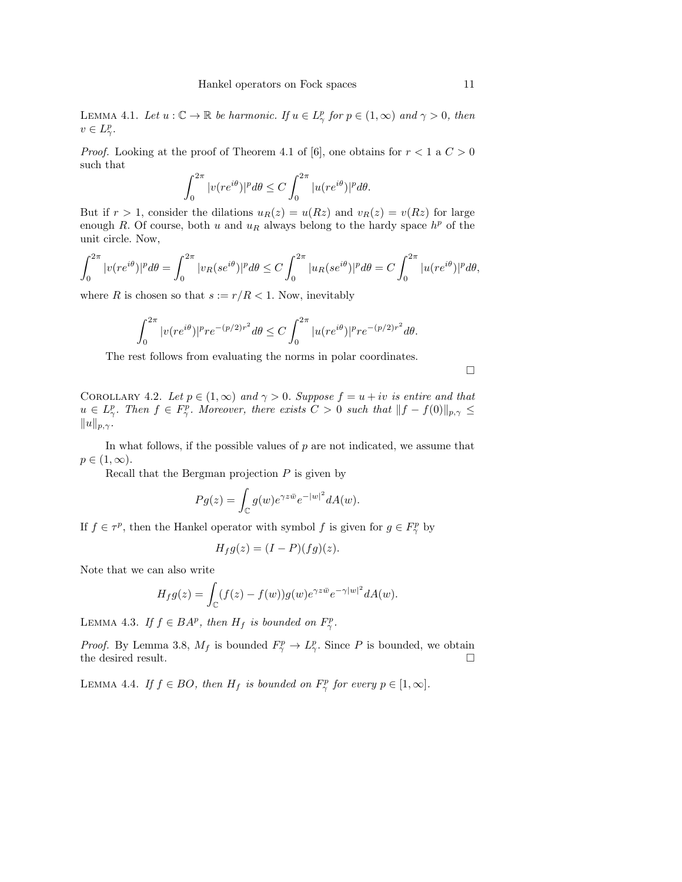Lemma 4.1. *Let $u : \mathbb{C} \to \mathbb{R}$ be harmonic. If $u \in L^p_\gamma$ for $p \in (1, \infty)$ and $\gamma > 0$, then $v \in L^p_\gamma$.*

*Proof.* Looking at the proof of Theorem 4.1 of [6], one obtains for $r < 1$ a $C > 0$ such that

$$\int_0^{2\pi} |v(re^{i\theta})|^p d\theta \leq C \int_0^{2\pi} |u(re^{i\theta})|^p d\theta.$$

But if $r > 1$, consider the dilations $u_R(z) = u(Rz)$ and $v_R(z) = v(Rz)$ for large enough $R$. Of course, both $u$ and $u_R$ always belong to the hardy space $h^p$ of the unit circle. Now,

$$\int_0^{2\pi} |v(re^{i\theta})|^p d\theta = \int_0^{2\pi} |v_R(se^{i\theta})|^p d\theta \leq C \int_0^{2\pi} |u_R(se^{i\theta})|^p d\theta = C \int_0^{2\pi} |u(re^{i\theta})|^p d\theta,$$

where $R$ is chosen so that $s := r/R < 1$. Now, inevitably

$$\int_0^{2\pi} |v(re^{i\theta})|^p re^{-(p/2)r^2} d\theta \leq C \int_0^{2\pi} |u(re^{i\theta})|^p re^{-(p/2)r^2} d\theta.$$

The rest follows from evaluating the norms in polar coordinates.

□

Corollary 4.2. *Let $p \in (1, \infty)$ and $\gamma > 0$. Suppose $f = u + iv$ is entire and that $u \in L^p_\gamma$. Then $f \in F^p_\gamma$. Moreover, there exists $C > 0$ such that $\|f - f(0)\|_{p,\gamma} \leq \|u\|_{p,\gamma}$.*

In what follows, if the possible values of $p$ are not indicated, we assume that $p \in (1, \infty)$.

Recall that the Bergman projection $P$ is given by

$$Pg(z) = \int_{\mathbb{C}} g(w) e^{\gamma z \bar{w}} e^{-|w|^2} dA(w).$$

If $f \in \tau^p$, then the Hankel operator with symbol $f$ is given for $g \in F^p_\gamma$ by

$$H_f g(z) = (I - P)(fg)(z).$$

Note that we can also write

$$H_f g(z) = \int_{\mathbb{C}} (f(z) - f(w)) g(w) e^{\gamma z \bar{w}} e^{-\gamma |w|^2} dA(w).$$

Lemma 4.3. *If $f \in BA^p$, then $H_f$ is bounded on $F^p_\gamma$.*

*Proof.* By Lemma 3.8, $M_f$ is bounded $F^p_\gamma \to L^p_\gamma$. Since $P$ is bounded, we obtain the desired result. □

Lemma 4.4. *If $f \in BO$, then $H_f$ is bounded on $F^p_\gamma$ for every $p \in [1, \infty]$.*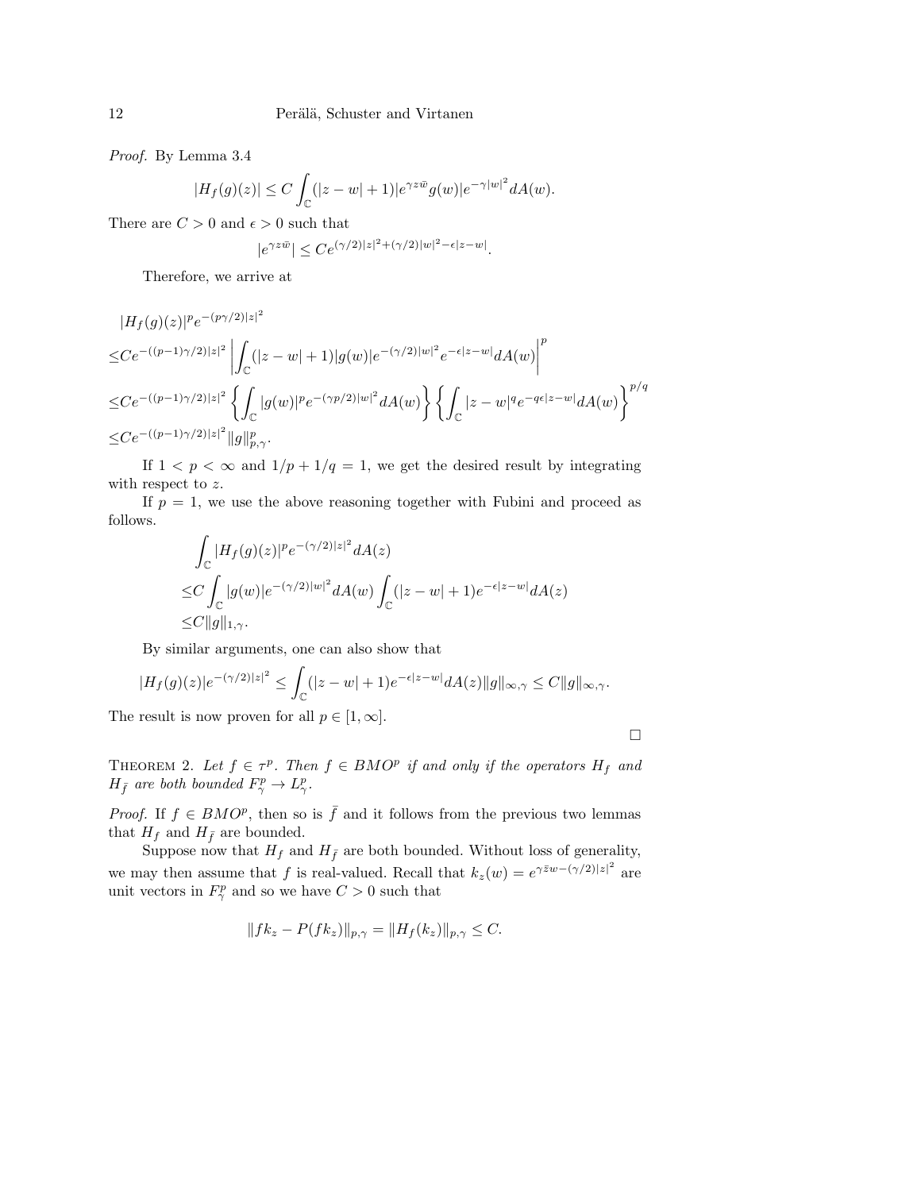*Proof.* By Lemma 3.4

$$|H_f(g)(z)| \le C \int_{\mathbb{C}} (|z-w|+1)|e^{\gamma z\bar{w}} g(w)|e^{-\gamma|w|^2} dA(w).$$

There are $C > 0$ and $\epsilon > 0$ such that

$$|e^{\gamma z\bar{w}}| \le Ce^{(\gamma/2)|z|^2+(\gamma/2)|w|^2-\epsilon|z-w|}.$$

Therefore, we arrive at

$$\begin{aligned}
&|H_f(g)(z)|^p e^{-(p\gamma/2)|z|^2} \\
\le& Ce^{-((p-1)\gamma/2)|z|^2} \left| \int_{\mathbb{C}} (|z-w|+1)|g(w)|e^{-(\gamma/2)|w|^2} e^{-\epsilon|z-w|} dA(w) \right|^p \\
\le& Ce^{-((p-1)\gamma/2)|z|^2} \left\{ \int_{\mathbb{C}} |g(w)|^p e^{-(\gamma p/2)|w|^2} dA(w) \right\} \left\{ \int_{\mathbb{C}} |z-w|^q e^{-q\epsilon|z-w|} dA(w) \right\}^{p/q} \\
\le& Ce^{-((p-1)\gamma/2)|z|^2} \|g\|_{p,\gamma}^p.
\end{aligned}$$

If $1 < p < \infty$ and $1/p + 1/q = 1$, we get the desired result by integrating with respect to $z$.

If $p = 1$, we use the above reasoning together with Fubini and proceed as follows.

$$\begin{aligned}
&\int_{\mathbb{C}} |H_f(g)(z)|^p e^{-(\gamma/2)|z|^2} dA(z) \\
\le& C \int_{\mathbb{C}} |g(w)|e^{-(\gamma/2)|w|^2} dA(w) \int_{\mathbb{C}} (|z-w|+1)e^{-\epsilon|z-w|} dA(z) \\
\le& C\|g\|_{1,\gamma}.
\end{aligned}$$

By similar arguments, one can also show that

$$|H_f(g)(z)|e^{-(\gamma/2)|z|^2} \le \int_{\mathbb{C}} (|z-w|+1)e^{-\epsilon|z-w|} dA(z) \|g\|_{\infty,\gamma} \le C\|g\|_{\infty,\gamma}.$$

The result is now proven for all $p \in [1, \infty]$.

∎

**Theorem 2.** *Let $f \in \tau^p$. Then $f \in BMO^p$ if and only if the operators $H_f$ and $H_{\bar{f}}$ are both bounded $F^p_\gamma \to L^p_\gamma$.*

*Proof.* If $f \in BMO^p$, then so is $\bar{f}$ and it follows from the previous two lemmas that $H_f$ and $H_{\bar{f}}$ are bounded.

Suppose now that $H_f$ and $H_{\bar{f}}$ are both bounded. Without loss of generality, we may then assume that $f$ is real-valued. Recall that $k_z(w) = e^{\gamma\bar{z}w-(\gamma/2)|z|^2}$ are unit vectors in $F^p_\gamma$ and so we have $C > 0$ such that

$$\|fk_z - P(fk_z)\|_{p,\gamma} = \|H_f(k_z)\|_{p,\gamma} \le C.$$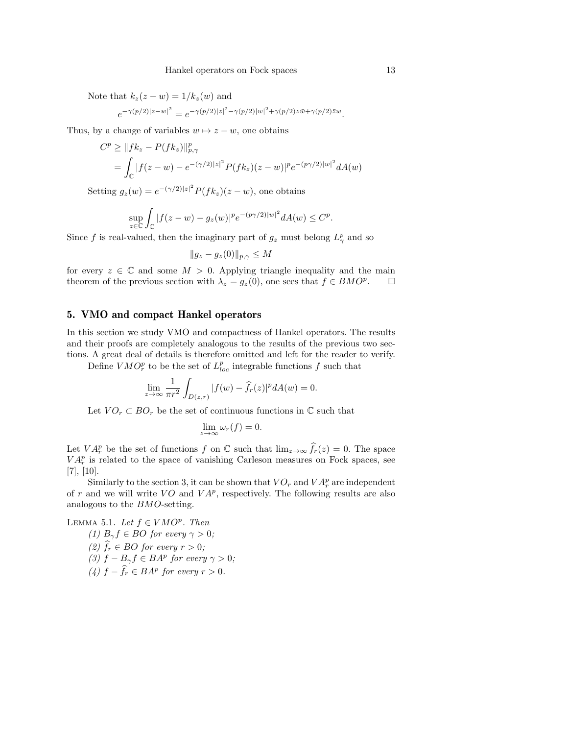Note that $k_z(z-w) = 1/k_z(w)$ and

$$e^{-\gamma(p/2)|z-w|^2} = e^{-\gamma(p/2)|z|^2 - \gamma(p/2)|w|^2 + \gamma(p/2)z\bar{w} + \gamma(p/2)\bar{z}w}.$$

Thus, by a change of variables $w \mapsto z - w$, one obtains

$$\begin{aligned} C^p &\geq \|fk_z - P(fk_z)\|_{p,\gamma}^p \\ &= \int_{\mathbb{C}} |f(z-w) - e^{-(\gamma/2)|z|^2} P(fk_z)(z-w)|^p e^{-(p\gamma/2)|w|^2} dA(w) \end{aligned}$$

Setting $g_z(w) = e^{-(\gamma/2)|z|^2} P(fk_z)(z-w)$, one obtains

$$\sup_{z \in \mathbb{C}} \int_{\mathbb{C}} |f(z-w) - g_z(w)|^p e^{-(p\gamma/2)|w|^2} dA(w) \leq C^p.$$

Since $f$ is real-valued, then the imaginary part of $g_z$ must belong $L^p_\gamma$ and so

$$\|g_z - g_z(0)\|_{p,\gamma} \leq M$$

for every $z \in \mathbb{C}$ and some $M > 0$. Applying triangle inequality and the main theorem of the previous section with $\lambda_z = g_z(0)$, one sees that $f \in BMO^p$. $\square$

## 5. VMO and compact Hankel operators

In this section we study VMO and compactness of Hankel operators. The results and their proofs are completely analogous to the results of the previous two sections. A great deal of details is therefore omitted and left for the reader to verify.

Define $VMO^p_r$ to be the set of $L^p_{loc}$ integrable functions $f$ such that

$$\lim_{z \to \infty} \frac{1}{\pi r^2} \int_{D(z,r)} |f(w) - \widehat{f}_r(z)|^p dA(w) = 0.$$

Let $VO_r \subset BO_r$ be the set of continuous functions in $\mathbb{C}$ such that

$$\lim_{z \to \infty} \omega_r(f) = 0.$$

Let $VA^p_r$ be the set of functions $f$ on $\mathbb{C}$ such that $\lim_{z \to \infty} \widehat{f}_r(z) = 0$. The space $VA^p_r$ is related to the space of vanishing Carleson measures on Fock spaces, see [7], [10].

Similarly to the section 3, it can be shown that $VO_r$ and $VA^p_r$ are independent of $r$ and we will write $VO$ and $VA^p$, respectively. The following results are also analogous to the $BMO$-setting.

Lemma 5.1. *Let $f \in VMO^p$. Then*

*(1) $B_\gamma f \in BO$ for every $\gamma > 0$;*
*(2) $\widehat{f}_r \in BO$ for every $r > 0$;*
*(3) $f - B_\gamma f \in BA^p$ for every $\gamma > 0$;*
*(4) $f - \widehat{f}_r \in BA^p$ for every $r > 0$.*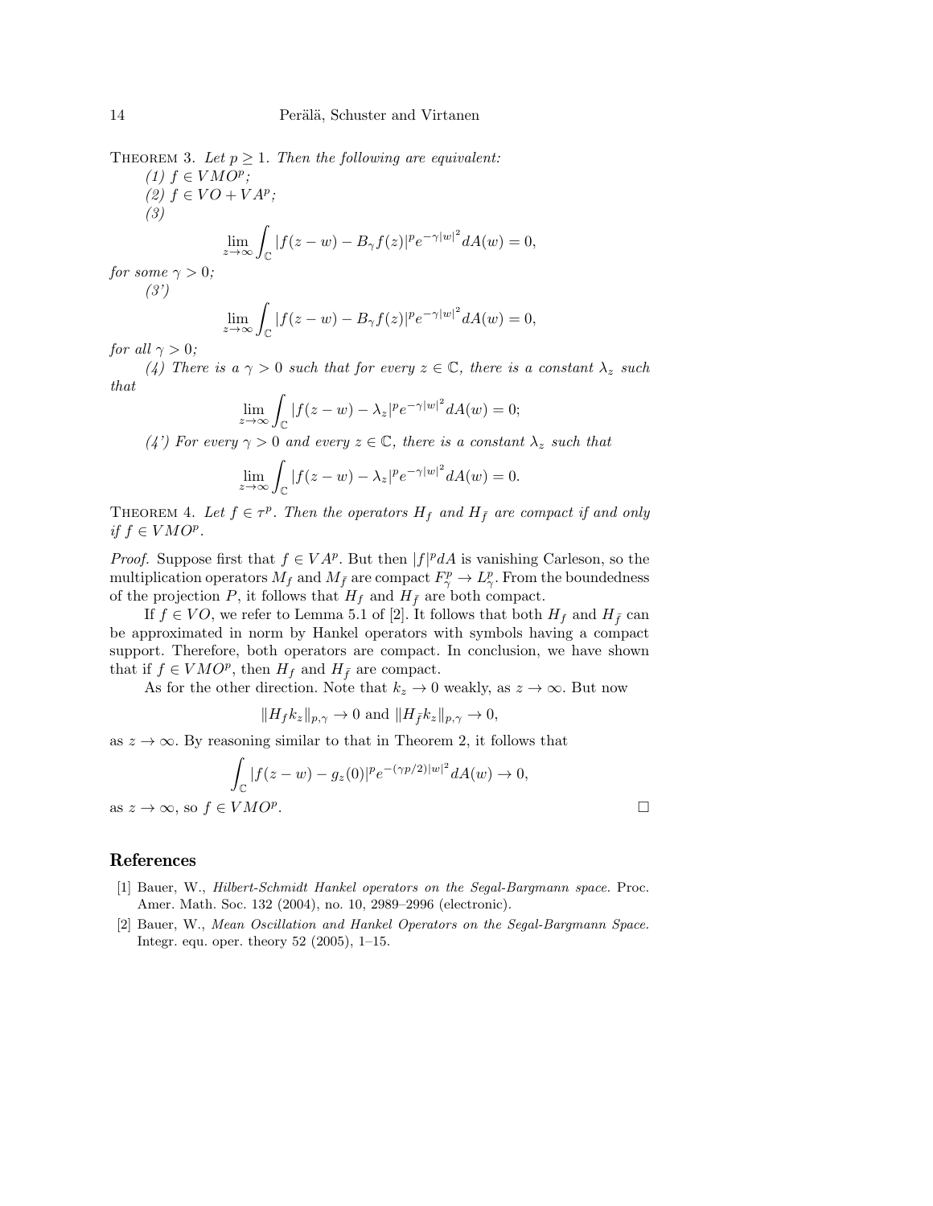THEOREM 3. *Let $p \geq 1$. Then the following are equivalent:*

*(1) $f \in VMO^p$;*

*(2) $f \in VO + VA^p$;*

*(3)*

$$\lim_{z\to\infty} \int_{\mathbb{C}} |f(z-w) - B_\gamma f(z)|^p e^{-\gamma|w|^2} dA(w) = 0,$$

*for some $\gamma > 0$;*

*(3')*

$$\lim_{z\to\infty} \int_{\mathbb{C}} |f(z-w) - B_\gamma f(z)|^p e^{-\gamma|w|^2} dA(w) = 0,$$

*for all $\gamma > 0$;*

*(4) There is a $\gamma > 0$ such that for every $z \in \mathbb{C}$, there is a constant $\lambda_z$ such that*

$$\lim_{z\to\infty} \int_{\mathbb{C}} |f(z-w) - \lambda_z|^p e^{-\gamma|w|^2} dA(w) = 0;$$

*(4') For every $\gamma > 0$ and every $z \in \mathbb{C}$, there is a constant $\lambda_z$ such that*

$$\lim_{z\to\infty} \int_{\mathbb{C}} |f(z-w) - \lambda_z|^p e^{-\gamma|w|^2} dA(w) = 0.$$

THEOREM 4. *Let $f \in \tau^p$. Then the operators $H_f$ and $H_{\bar{f}}$ are compact if and only if $f \in VMO^p$.*

*Proof.* Suppose first that $f \in VA^p$. But then $|f|^p dA$ is vanishing Carleson, so the multiplication operators $M_f$ and $M_{\bar{f}}$ are compact $F^p_\gamma \to L^p_\gamma$. From the boundedness of the projection $P$, it follows that $H_f$ and $H_{\bar{f}}$ are both compact.

If $f \in VO$, we refer to Lemma 5.1 of [2]. It follows that both $H_f$ and $H_{\bar{f}}$ can be approximated in norm by Hankel operators with symbols having a compact support. Therefore, both operators are compact. In conclusion, we have shown that if $f \in VMO^p$, then $H_f$ and $H_{\bar{f}}$ are compact.

As for the other direction. Note that $k_z \to 0$ weakly, as $z \to \infty$. But now

$$\|H_f k_z\|_{p,\gamma} \to 0 \text{ and } \|H_{\bar{f}} k_z\|_{p,\gamma} \to 0,$$

as $z \to \infty$. By reasoning similar to that in Theorem 2, it follows that

$$\int_{\mathbb{C}} |f(z-w) - g_z(0)|^p e^{-(\gamma p/2)|w|^2} dA(w) \to 0,$$

as $z \to \infty$, so $f \in VMO^p$. □

## References

[1] Bauer, W., *Hilbert-Schmidt Hankel operators on the Segal-Bargmann space.* Proc. Amer. Math. Soc. 132 (2004), no. 10, 2989–2996 (electronic).

[2] Bauer, W., *Mean Oscillation and Hankel Operators on the Segal-Bargmann Space.* Integr. equ. oper. theory 52 (2005), 1–15.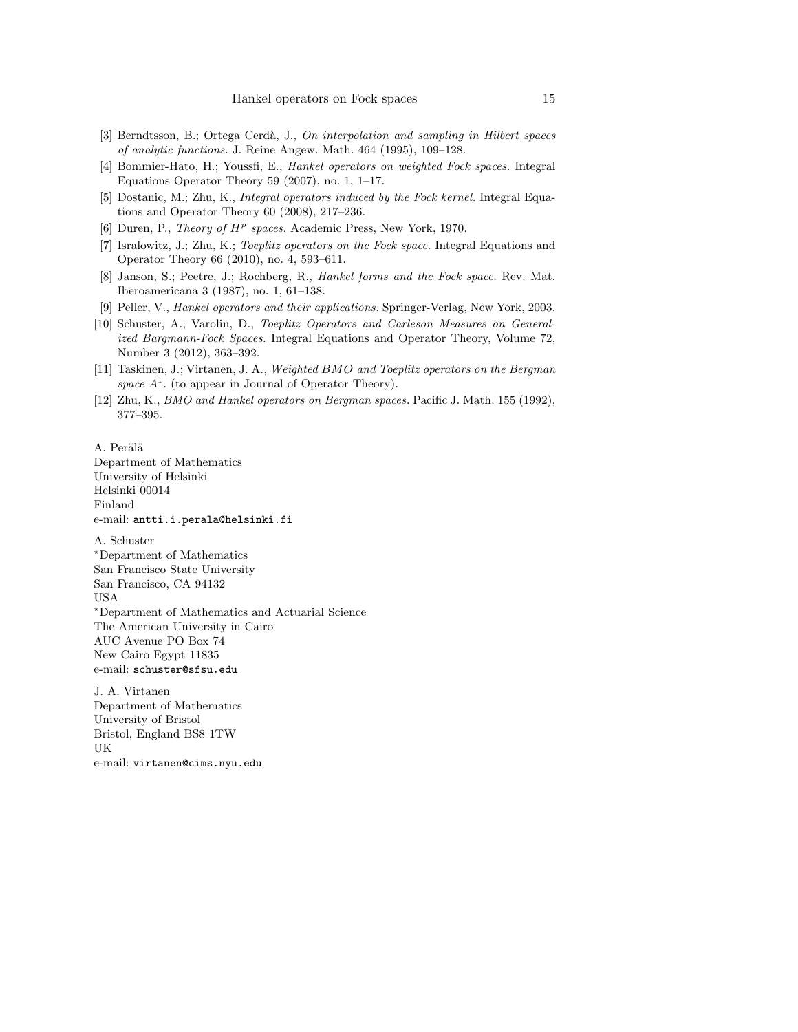[3] Berndtsson, B.; Ortega Cerdà, J., *On interpolation and sampling in Hilbert spaces of analytic functions.* J. Reine Angew. Math. 464 (1995), 109–128.

[4] Bommier-Hato, H.; Youssfi, E., *Hankel operators on weighted Fock spaces.* Integral Equations Operator Theory 59 (2007), no. 1, 1–17.

[5] Dostanic, M.; Zhu, K., *Integral operators induced by the Fock kernel.* Integral Equations and Operator Theory 60 (2008), 217–236.

[6] Duren, P., *Theory of $H^p$ spaces.* Academic Press, New York, 1970.

[7] Isralowitz, J.; Zhu, K.; *Toeplitz operators on the Fock space.* Integral Equations and Operator Theory 66 (2010), no. 4, 593–611.

[8] Janson, S.; Peetre, J.; Rochberg, R., *Hankel forms and the Fock space.* Rev. Mat. Iberoamericana 3 (1987), no. 1, 61–138.

[9] Peller, V., *Hankel operators and their applications.* Springer-Verlag, New York, 2003.

[10] Schuster, A.; Varolin, D., *Toeplitz Operators and Carleson Measures on Generalized Bargmann-Fock Spaces.* Integral Equations and Operator Theory, Volume 72, Number 3 (2012), 363–392.

[11] Taskinen, J.; Virtanen, J. A., *Weighted BMO and Toeplitz operators on the Bergman space $A^1$.* (to appear in Journal of Operator Theory).

[12] Zhu, K., *BMO and Hankel operators on Bergman spaces.* Pacific J. Math. 155 (1992), 377–395.

A. Perälä
Department of Mathematics
University of Helsinki
Helsinki 00014
Finland
e-mail: antti.i.perala@helsinki.fi

A. Schuster
*Department of Mathematics
San Francisco State University
San Francisco, CA 94132
USA
*Department of Mathematics and Actuarial Science
The American University in Cairo
AUC Avenue PO Box 74
New Cairo Egypt 11835
e-mail: schuster@sfsu.edu

J. A. Virtanen
Department of Mathematics
University of Bristol
Bristol, England BS8 1TW
UK
e-mail: virtanen@cims.nyu.edu